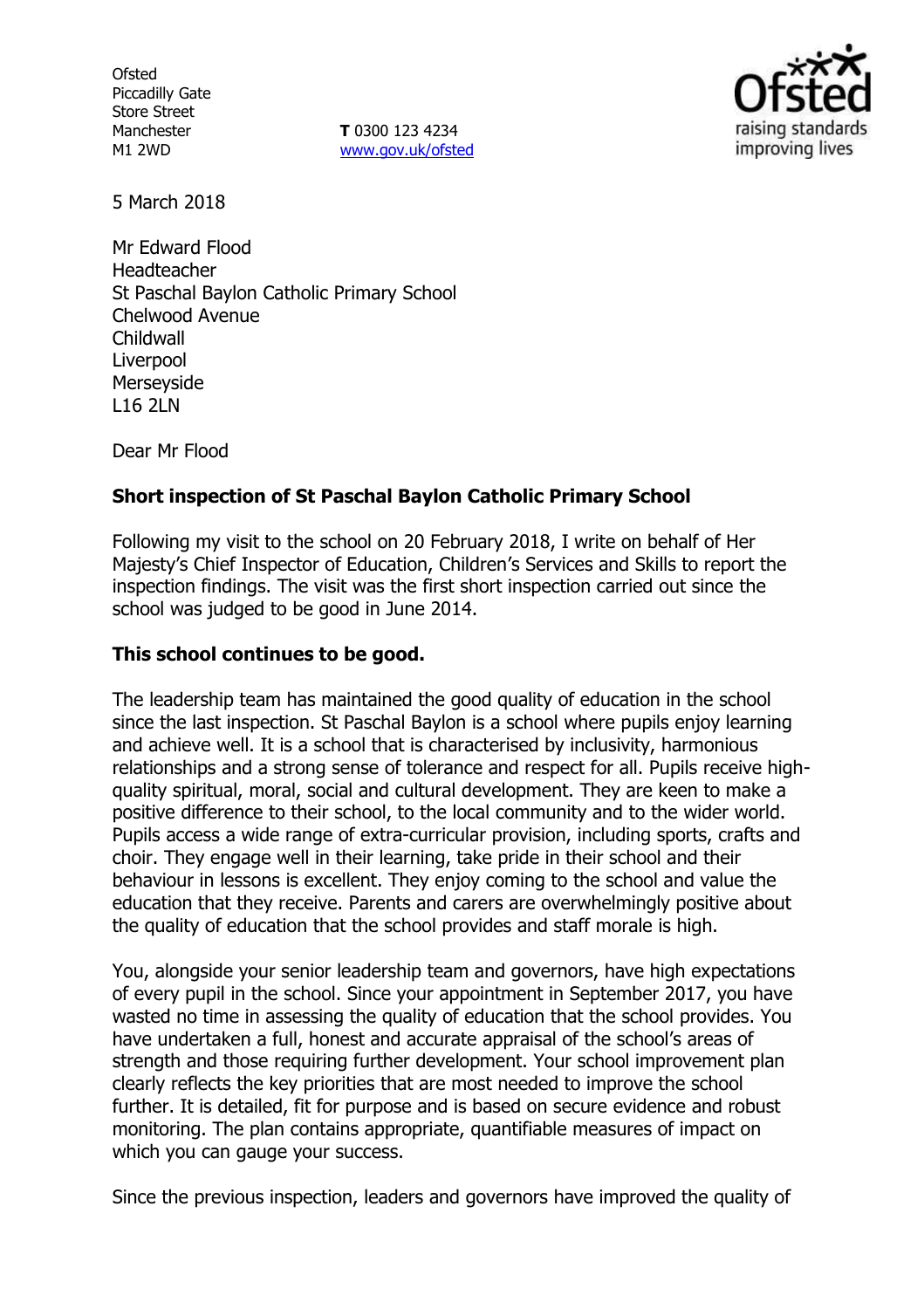Ofsted
Piccadilly Gate
Store Street
Manchester
M1 2WD

**T** 0300 123 4234
www.gov.uk/ofsted

5 March 2018

Mr Edward Flood
Headteacher
St Paschal Baylon Catholic Primary School
Chelwood Avenue
Childwall
Liverpool
Merseyside
L16 2LN

Dear Mr Flood

**Short inspection of St Paschal Baylon Catholic Primary School**

Following my visit to the school on 20 February 2018, I write on behalf of Her Majesty's Chief Inspector of Education, Children's Services and Skills to report the inspection findings. The visit was the first short inspection carried out since the school was judged to be good in June 2014.

**This school continues to be good.**

The leadership team has maintained the good quality of education in the school since the last inspection. St Paschal Baylon is a school where pupils enjoy learning and achieve well. It is a school that is characterised by inclusivity, harmonious relationships and a strong sense of tolerance and respect for all. Pupils receive high-quality spiritual, moral, social and cultural development. They are keen to make a positive difference to their school, to the local community and to the wider world. Pupils access a wide range of extra-curricular provision, including sports, crafts and choir. They engage well in their learning, take pride in their school and their behaviour in lessons is excellent. They enjoy coming to the school and value the education that they receive. Parents and carers are overwhelmingly positive about the quality of education that the school provides and staff morale is high.

You, alongside your senior leadership team and governors, have high expectations of every pupil in the school. Since your appointment in September 2017, you have wasted no time in assessing the quality of education that the school provides. You have undertaken a full, honest and accurate appraisal of the school's areas of strength and those requiring further development. Your school improvement plan clearly reflects the key priorities that are most needed to improve the school further. It is detailed, fit for purpose and is based on secure evidence and robust monitoring. The plan contains appropriate, quantifiable measures of impact on which you can gauge your success.

Since the previous inspection, leaders and governors have improved the quality of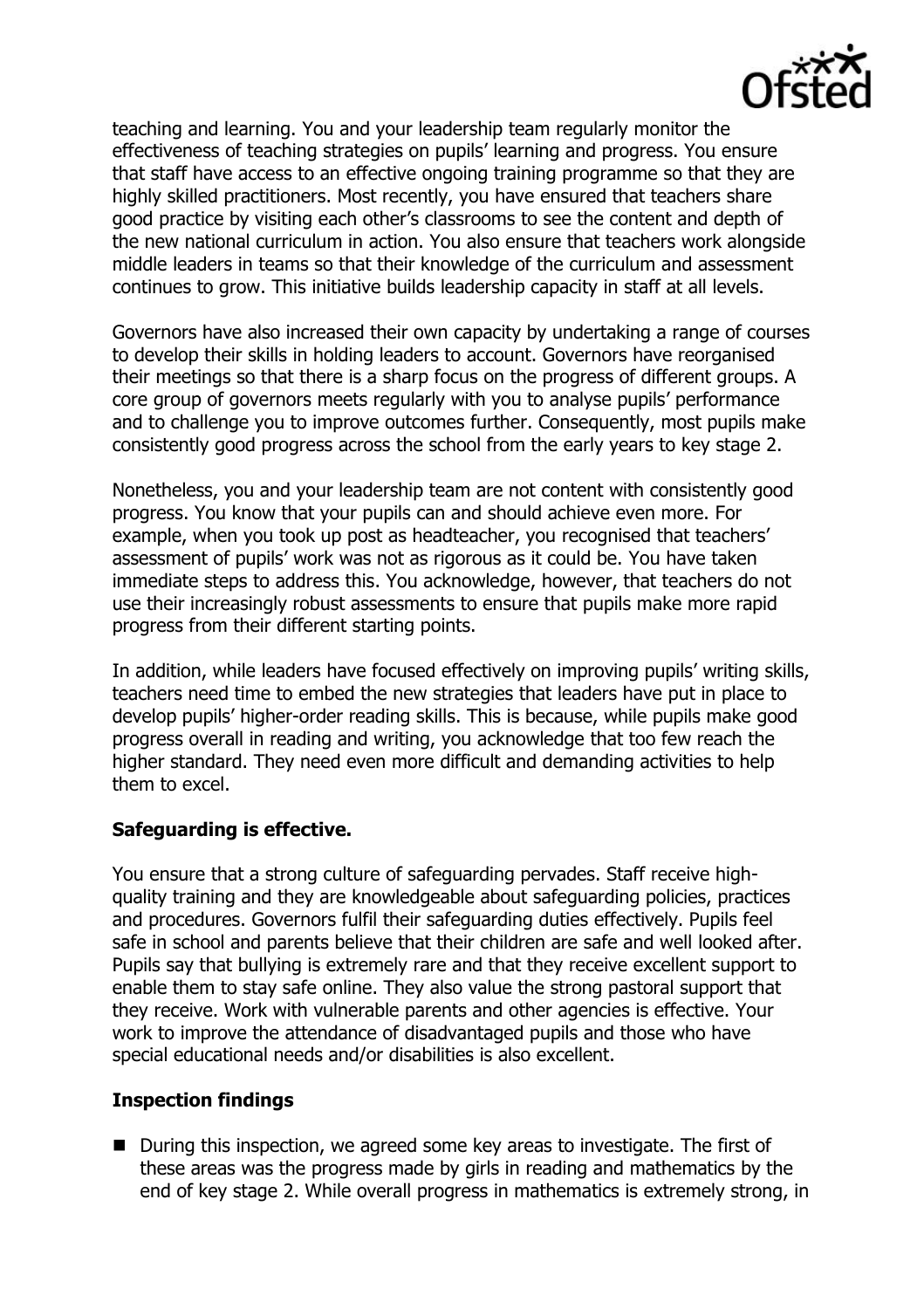teaching and learning. You and your leadership team regularly monitor the effectiveness of teaching strategies on pupils' learning and progress. You ensure that staff have access to an effective ongoing training programme so that they are highly skilled practitioners. Most recently, you have ensured that teachers share good practice by visiting each other's classrooms to see the content and depth of the new national curriculum in action. You also ensure that teachers work alongside middle leaders in teams so that their knowledge of the curriculum and assessment continues to grow. This initiative builds leadership capacity in staff at all levels.

Governors have also increased their own capacity by undertaking a range of courses to develop their skills in holding leaders to account. Governors have reorganised their meetings so that there is a sharp focus on the progress of different groups. A core group of governors meets regularly with you to analyse pupils' performance and to challenge you to improve outcomes further. Consequently, most pupils make consistently good progress across the school from the early years to key stage 2.

Nonetheless, you and your leadership team are not content with consistently good progress. You know that your pupils can and should achieve even more. For example, when you took up post as headteacher, you recognised that teachers' assessment of pupils' work was not as rigorous as it could be. You have taken immediate steps to address this. You acknowledge, however, that teachers do not use their increasingly robust assessments to ensure that pupils make more rapid progress from their different starting points.

In addition, while leaders have focused effectively on improving pupils' writing skills, teachers need time to embed the new strategies that leaders have put in place to develop pupils' higher-order reading skills. This is because, while pupils make good progress overall in reading and writing, you acknowledge that too few reach the higher standard. They need even more difficult and demanding activities to help them to excel.

## Safeguarding is effective.

You ensure that a strong culture of safeguarding pervades. Staff receive high-quality training and they are knowledgeable about safeguarding policies, practices and procedures. Governors fulfil their safeguarding duties effectively. Pupils feel safe in school and parents believe that their children are safe and well looked after. Pupils say that bullying is extremely rare and that they receive excellent support to enable them to stay safe online. They also value the strong pastoral support that they receive. Work with vulnerable parents and other agencies is effective. Your work to improve the attendance of disadvantaged pupils and those who have special educational needs and/or disabilities is also excellent.

## Inspection findings

- During this inspection, we agreed some key areas to investigate. The first of these areas was the progress made by girls in reading and mathematics by the end of key stage 2. While overall progress in mathematics is extremely strong, in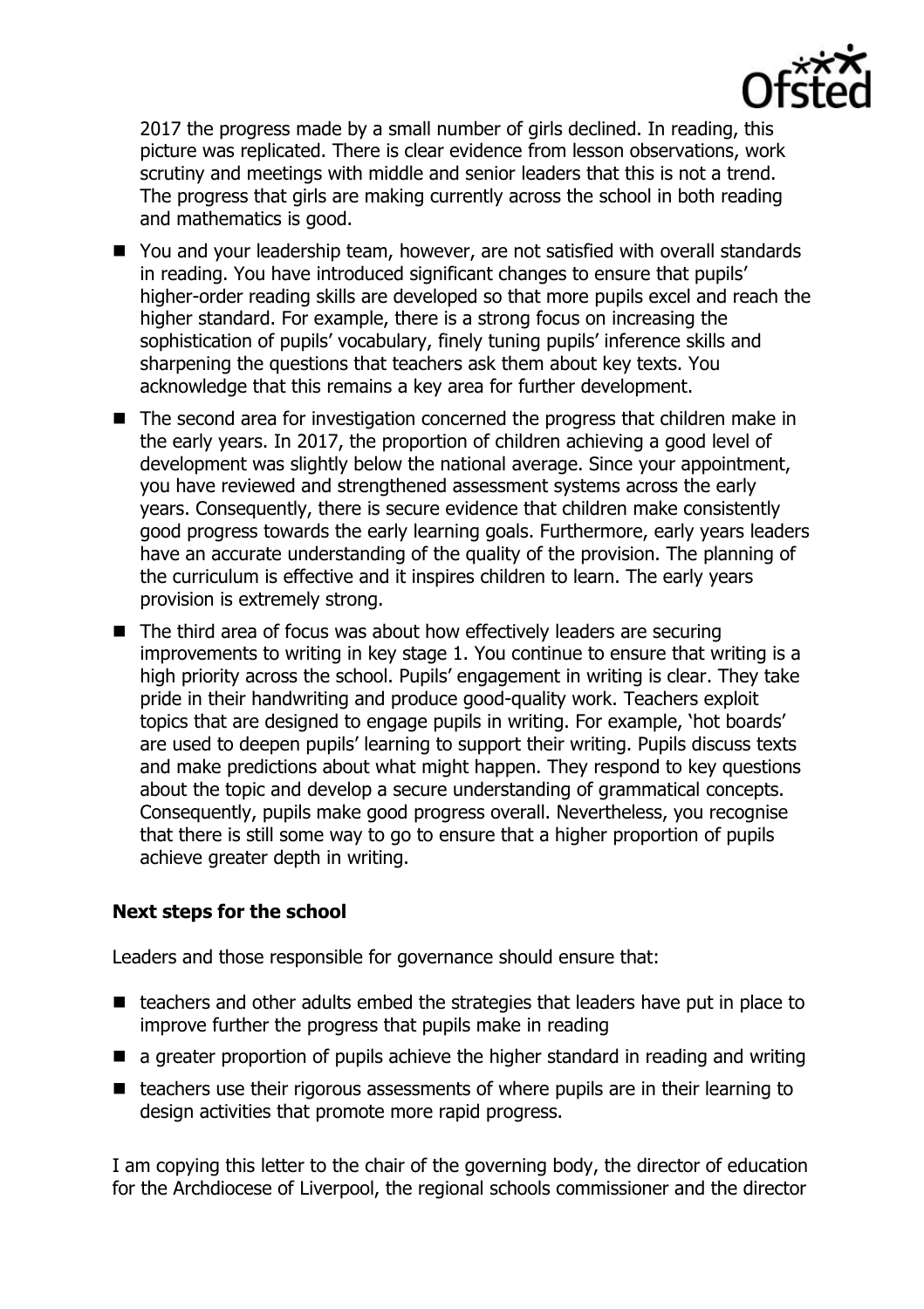2017 the progress made by a small number of girls declined. In reading, this picture was replicated. There is clear evidence from lesson observations, work scrutiny and meetings with middle and senior leaders that this is not a trend. The progress that girls are making currently across the school in both reading and mathematics is good.

- You and your leadership team, however, are not satisfied with overall standards in reading. You have introduced significant changes to ensure that pupils' higher-order reading skills are developed so that more pupils excel and reach the higher standard. For example, there is a strong focus on increasing the sophistication of pupils' vocabulary, finely tuning pupils' inference skills and sharpening the questions that teachers ask them about key texts. You acknowledge that this remains a key area for further development.
- The second area for investigation concerned the progress that children make in the early years. In 2017, the proportion of children achieving a good level of development was slightly below the national average. Since your appointment, you have reviewed and strengthened assessment systems across the early years. Consequently, there is secure evidence that children make consistently good progress towards the early learning goals. Furthermore, early years leaders have an accurate understanding of the quality of the provision. The planning of the curriculum is effective and it inspires children to learn. The early years provision is extremely strong.
- The third area of focus was about how effectively leaders are securing improvements to writing in key stage 1. You continue to ensure that writing is a high priority across the school. Pupils' engagement in writing is clear. They take pride in their handwriting and produce good-quality work. Teachers exploit topics that are designed to engage pupils in writing. For example, 'hot boards' are used to deepen pupils' learning to support their writing. Pupils discuss texts and make predictions about what might happen. They respond to key questions about the topic and develop a secure understanding of grammatical concepts. Consequently, pupils make good progress overall. Nevertheless, you recognise that there is still some way to go to ensure that a higher proportion of pupils achieve greater depth in writing.

### Next steps for the school

Leaders and those responsible for governance should ensure that:

- teachers and other adults embed the strategies that leaders have put in place to improve further the progress that pupils make in reading
- a greater proportion of pupils achieve the higher standard in reading and writing
- teachers use their rigorous assessments of where pupils are in their learning to design activities that promote more rapid progress.

I am copying this letter to the chair of the governing body, the director of education for the Archdiocese of Liverpool, the regional schools commissioner and the director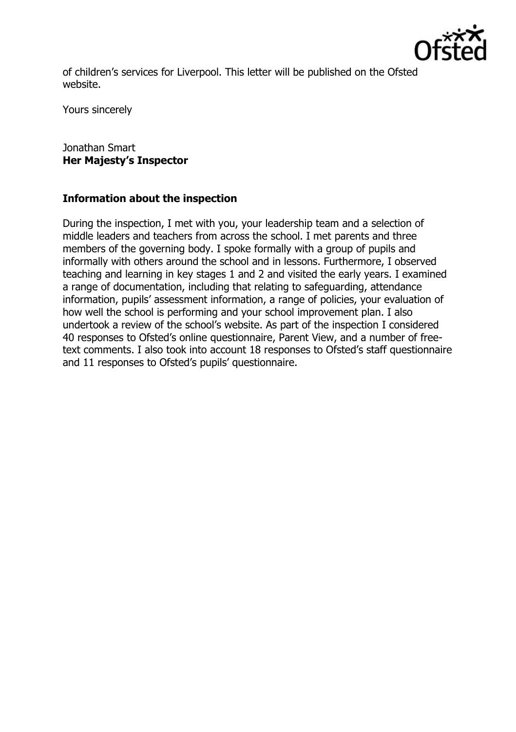of children's services for Liverpool. This letter will be published on the Ofsted website.

Yours sincerely

Jonathan Smart
**Her Majesty's Inspector**

## Information about the inspection

During the inspection, I met with you, your leadership team and a selection of middle leaders and teachers from across the school. I met parents and three members of the governing body. I spoke formally with a group of pupils and informally with others around the school and in lessons. Furthermore, I observed teaching and learning in key stages 1 and 2 and visited the early years. I examined a range of documentation, including that relating to safeguarding, attendance information, pupils' assessment information, a range of policies, your evaluation of how well the school is performing and your school improvement plan. I also undertook a review of the school's website. As part of the inspection I considered 40 responses to Ofsted's online questionnaire, Parent View, and a number of free-text comments. I also took into account 18 responses to Ofsted's staff questionnaire and 11 responses to Ofsted's pupils' questionnaire.